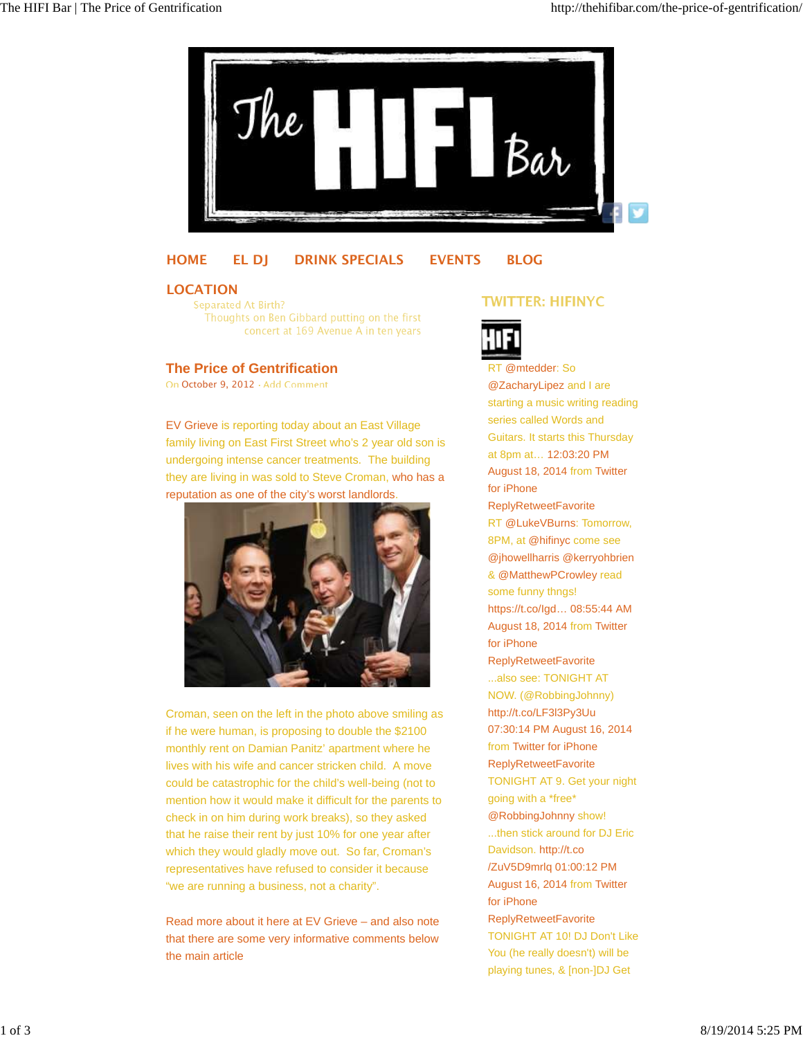# The HIFI Bar

HOME EL DJ DRINK SPECIALS EVENTS BLOG

LOCATION

Separated At Birth?

Thoughts on Ben Gibbard putting on the first concert at 169 Avenue A in ten years

## The Price of Gentrification

On October 9, 2012 · Add Comment

EV Grieve is reporting today about an East Village family living on East First Street who's 2 year old son is undergoing intense cancer treatments. The building they are living in was sold to Steve Croman, who has a reputation as one of the city's worst landlords.

Croman, seen on the left in the photo above smiling as if he were human, is proposing to double the $2100 monthly rent on Damian Panitz' apartment where he lives with his wife and cancer stricken child. A move could be catastrophic for the child's well-being (not to mention how it would make it difficult for the parents to check in on him during work breaks), so they asked that he raise their rent by just 10% for one year after which they would gladly move out. So far, Croman's representatives have refused to consider it because "we are running a business, not a charity".

Read more about it here at EV Grieve – and also note that there are some very informative comments below the main article

## TWITTER: HIFINYC

RT @mtedder: So @ZacharyLipez and I are starting a music writing reading series called Words and Guitars. It starts this Thursday at 8pm at… 12:03:20 PM August 18, 2014 from Twitter for iPhone
ReplyRetweetFavorite

RT @LukeVBurns: Tomorrow, 8PM, at @hifinyc come see @jhowellharris @kerryohbrien & @MatthewPCrowley read some funny thngs! https://t.co/lgd… 08:55:44 AM August 18, 2014 from Twitter for iPhone
ReplyRetweetFavorite

...also see: TONIGHT AT NOW. (@RobbingJohnny) http://t.co/LF3l3Py3Uu 07:30:14 PM August 16, 2014 from Twitter for iPhone
ReplyRetweetFavorite

TONIGHT AT 9. Get your night going with a *free* @RobbingJohnny show! ...then stick around for DJ Eric Davidson. http://t.co/ZuV5D9mrlq 01:00:12 PM August 16, 2014 from Twitter for iPhone
ReplyRetweetFavorite

TONIGHT AT 10! DJ Don't Like You (he really doesn't) will be playing tunes, & [non-]DJ Get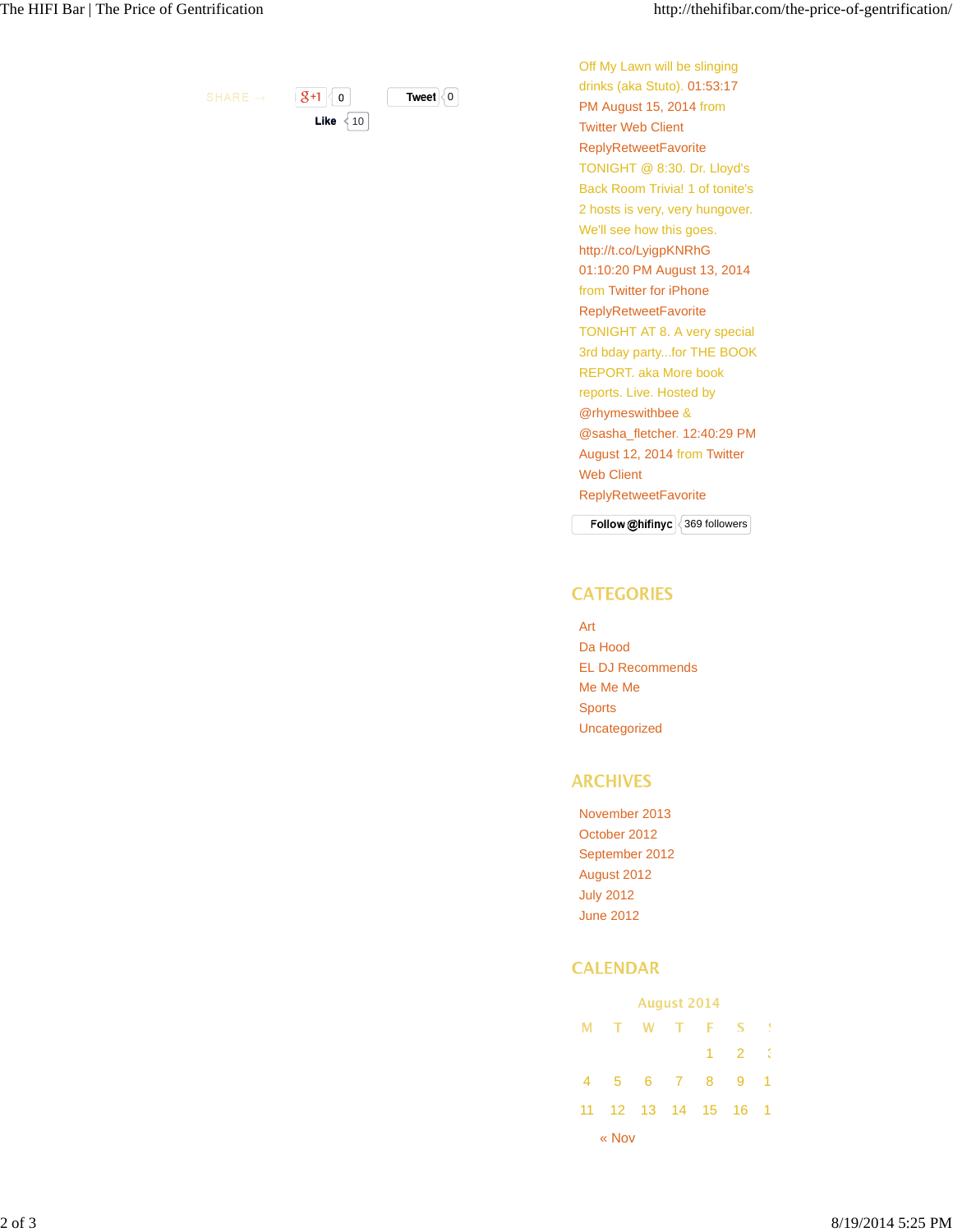SHARE → 8+1 0 Tweet 0

Like 10

Off My Lawn will be slinging drinks (aka Stuto). 01:53:17 PM August 15, 2014 from Twitter Web Client ReplyRetweetFavorite

TONIGHT @ 8:30. Dr. Lloyd's Back Room Trivia! 1 of tonite's 2 hosts is very, very hungover. We'll see how this goes. http://t.co/LyigpKNRhG 01:10:20 PM August 13, 2014 from Twitter for iPhone ReplyRetweetFavorite

TONIGHT AT 8. A very special 3rd bday party...for THE BOOK REPORT. aka More book reports. Live. Hosted by @rhymeswithbee & @sasha_fletcher. 12:40:29 PM August 12, 2014 from Twitter Web Client ReplyRetweetFavorite

Follow @hifinyc 369 followers

## CATEGORIES

- Art
- Da Hood
- EL DJ Recommends
- Me Me Me
- Sports
- Uncategorized

## ARCHIVES

- November 2013
- October 2012
- September 2012
- August 2012
- July 2012
- June 2012

## CALENDAR

August 2014

| M | T | W | T | F | S | S |
|---|---|---|---|---|---|---|
| | | | | 1 | 2 | 3 |
| 4 | 5 | 6 | 7 | 8 | 9 | 1 |
| 11 | 12 | 13 | 14 | 15 | 16 | 1 |

« Nov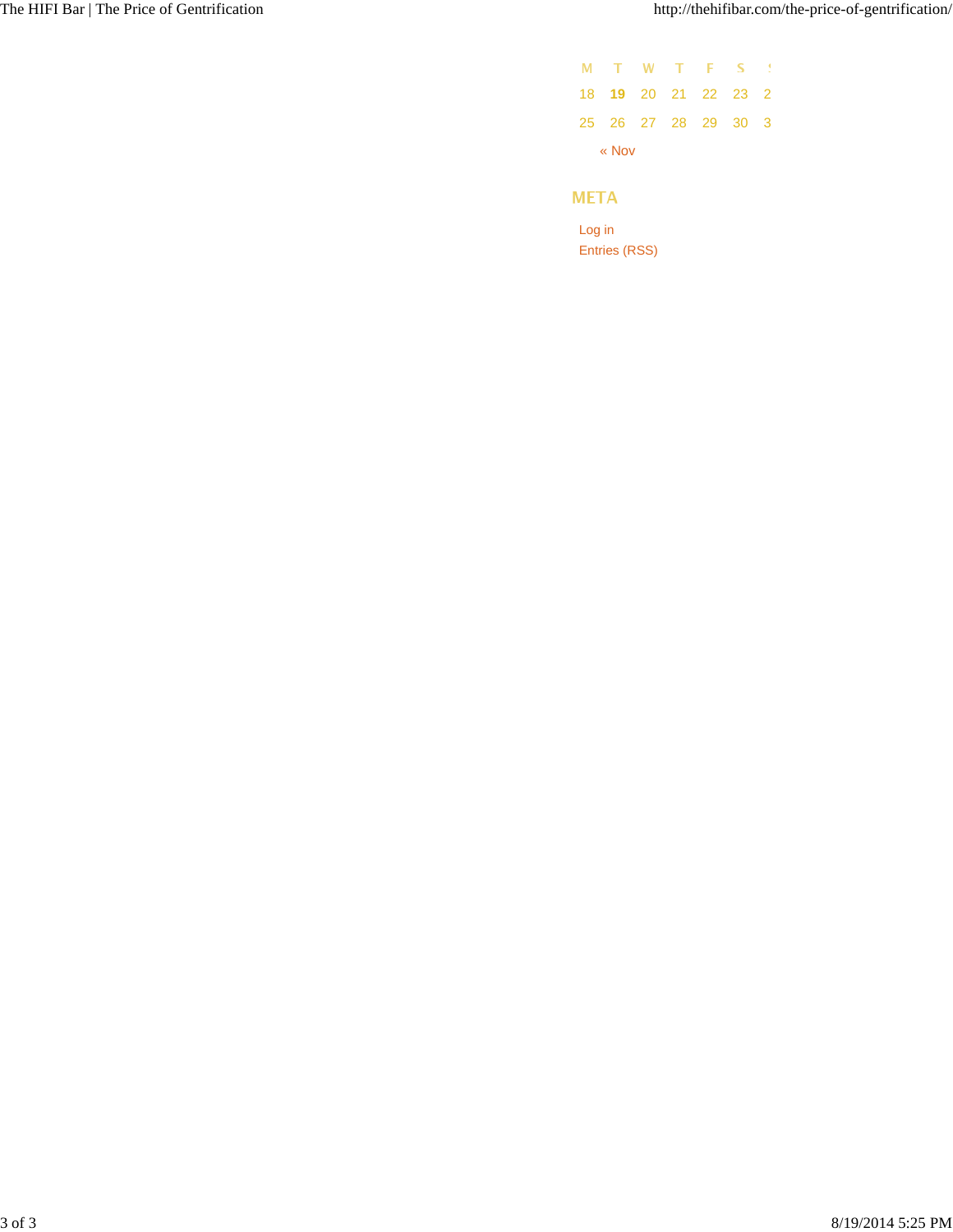| M | T | W | T | F | S | S |
|---|---|---|---|---|---|---|
| 18 | **19** | 20 | 21 | 22 | 23 | 2 |
| 25 | 26 | 27 | 28 | 29 | 30 | 3 |

« Nov

## META

Log in
Entries (RSS)